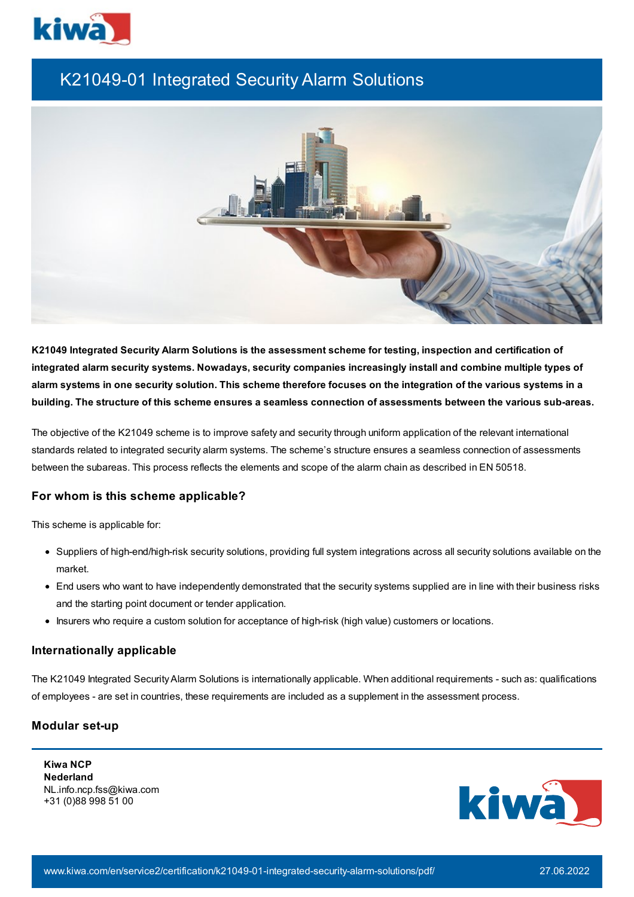# K21049-01 Integrated Security Alarm Solutions

**K21049 Integrated Security Alarm Solutions is the assessment scheme for testing, inspection and certification of integrated alarm security systems. Nowadays, security companies increasingly install and combine multiple types of alarm systems in one security solution. This scheme therefore focuses on the integration of the various systems in a building. The structure of this scheme ensures a seamless connection of assessments between the various sub-areas.**

The objective of the K21049 scheme is to improve safety and security through uniform application of the relevant international standards related to integrated security alarm systems. The scheme's structure ensures a seamless connection of assessments between the subareas. This process reflects the elements and scope of the alarm chain as described in EN 50518.

## For whom is this scheme applicable?

This scheme is applicable for:

- Suppliers of high-end/high-risk security solutions, providing full system integrations across all security solutions available on the market.
- End users who want to have independently demonstrated that the security systems supplied are in line with their business risks and the starting point document or tender application.
- Insurers who require a custom solution for acceptance of high-risk (high value) customers or locations.

## Internationally applicable

The K21049 Integrated Security Alarm Solutions is internationally applicable. When additional requirements - such as: qualifications of employees - are set in countries, these requirements are included as a supplement in the assessment process.

## Modular set-up

**Kiwa NCP**
**Nederland**
NL.info.ncp.fss@kiwa.com
+31 (0)88 998 51 00

www.kiwa.com/en/service2/certification/k21049-01-integrated-security-alarm-solutions/pdf/ 27.06.2022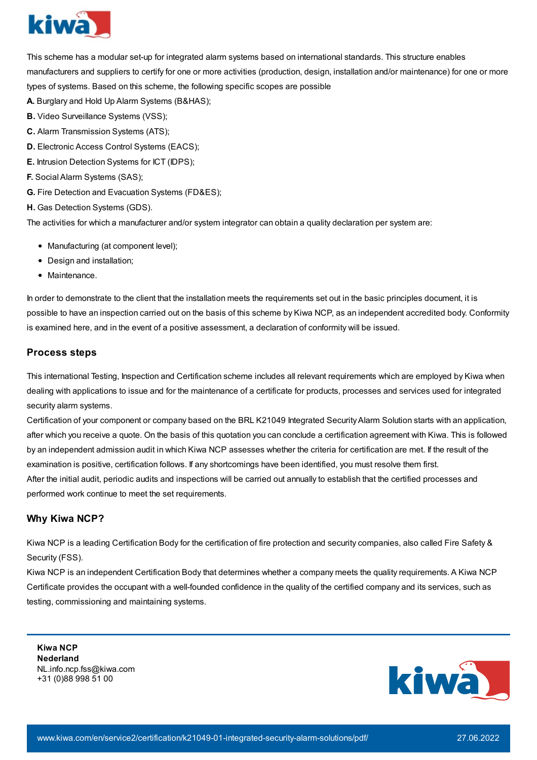This scheme has a modular set-up for integrated alarm systems based on international standards. This structure enables manufacturers and suppliers to certify for one or more activities (production, design, installation and/or maintenance) for one or more types of systems. Based on this scheme, the following specific scopes are possible

**A.** Burglary and Hold Up Alarm Systems (B&HAS);
**B.** Video Surveillance Systems (VSS);
**C.** Alarm Transmission Systems (ATS);
**D.** Electronic Access Control Systems (EACS);
**E.** Intrusion Detection Systems for ICT (IDPS);
**F.** Social Alarm Systems (SAS);
**G.** Fire Detection and Evacuation Systems (FD&ES);
**H.** Gas Detection Systems (GDS).

The activities for which a manufacturer and/or system integrator can obtain a quality declaration per system are:

- Manufacturing (at component level);
- Design and installation;
- Maintenance.

In order to demonstrate to the client that the installation meets the requirements set out in the basic principles document, it is possible to have an inspection carried out on the basis of this scheme by Kiwa NCP, as an independent accredited body. Conformity is examined here, and in the event of a positive assessment, a declaration of conformity will be issued.

## Process steps

This international Testing, Inspection and Certification scheme includes all relevant requirements which are employed by Kiwa when dealing with applications to issue and for the maintenance of a certificate for products, processes and services used for integrated security alarm systems.

Certification of your component or company based on the BRL K21049 Integrated Security Alarm Solution starts with an application, after which you receive a quote. On the basis of this quotation you can conclude a certification agreement with Kiwa. This is followed by an independent admission audit in which Kiwa NCP assesses whether the criteria for certification are met. If the result of the examination is positive, certification follows. If any shortcomings have been identified, you must resolve them first.

After the initial audit, periodic audits and inspections will be carried out annually to establish that the certified processes and performed work continue to meet the set requirements.

## Why Kiwa NCP?

Kiwa NCP is a leading Certification Body for the certification of fire protection and security companies, also called Fire Safety & Security (FSS).

Kiwa NCP is an independent Certification Body that determines whether a company meets the quality requirements. A Kiwa NCP Certificate provides the occupant with a well-founded confidence in the quality of the certified company and its services, such as testing, commissioning and maintaining systems.

**Kiwa NCP**
**Nederland**
NL.info.ncp.fss@kiwa.com
+31 (0)88 998 51 00